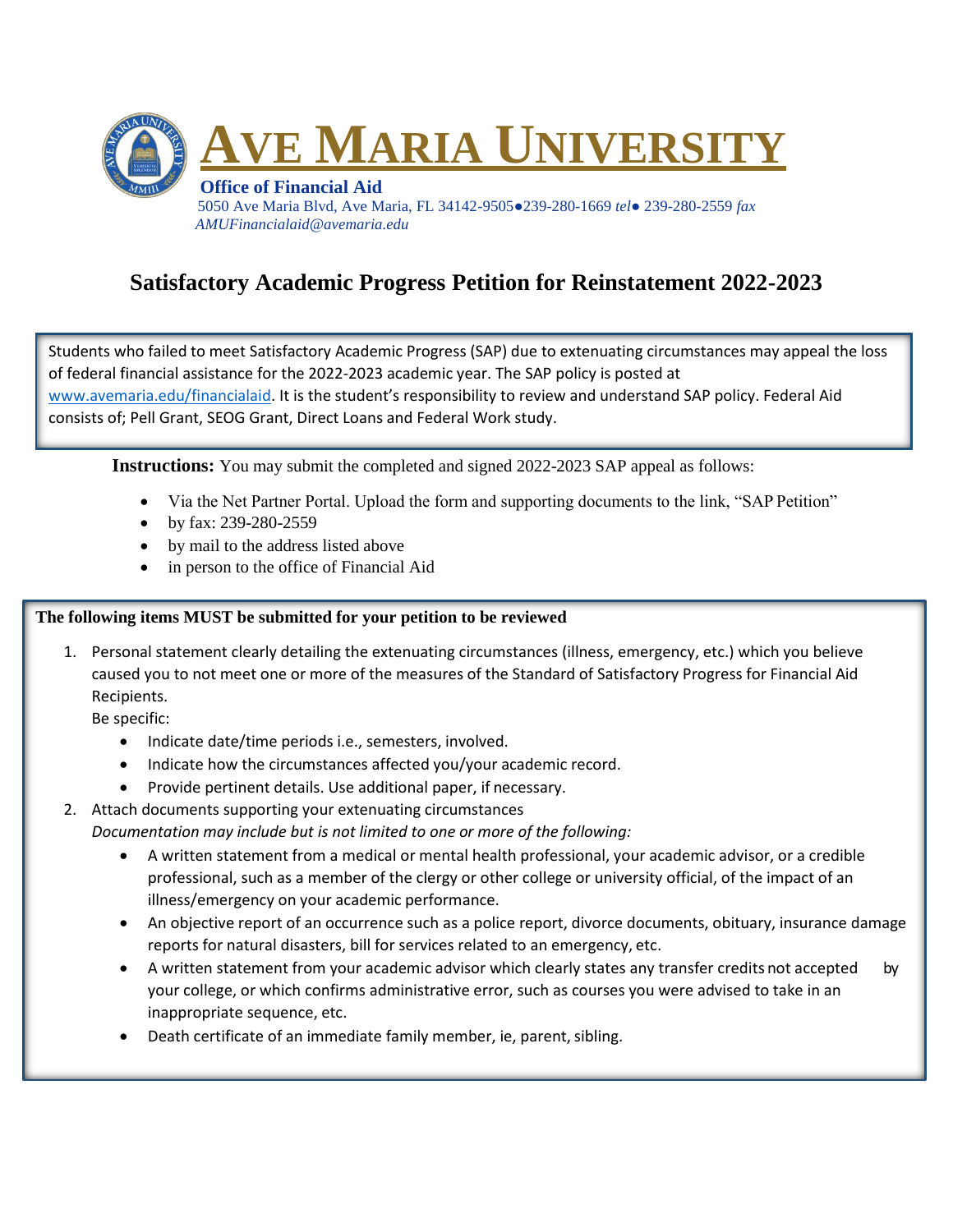# AVE MARIA UNIVERSITY

**Office of Financial Aid**

5050 Ave Maria Blvd, Ave Maria, FL 34142-9505●239-280-1669 *tel*● 239-280-2559 *fax*
*AMUFinancialaid@avemaria.edu*

## Satisfactory Academic Progress Petition for Reinstatement 2022-2023

Students who failed to meet Satisfactory Academic Progress (SAP) due to extenuating circumstances may appeal the loss of federal financial assistance for the 2022-2023 academic year. The SAP policy is posted at www.avemaria.edu/financialaid. It is the student's responsibility to review and understand SAP policy. Federal Aid consists of; Pell Grant, SEOG Grant, Direct Loans and Federal Work study.

**Instructions:** You may submit the completed and signed 2022-2023 SAP appeal as follows:

- Via the Net Partner Portal. Upload the form and supporting documents to the link, "SAP Petition"
- by fax: 239-280-2559
- by mail to the address listed above
- in person to the office of Financial Aid

**The following items MUST be submitted for your petition to be reviewed**

1. Personal statement clearly detailing the extenuating circumstances (illness, emergency, etc.) which you believe caused you to not meet one or more of the measures of the Standard of Satisfactory Progress for Financial Aid Recipients.
   Be specific:
   - Indicate date/time periods i.e., semesters, involved.
   - Indicate how the circumstances affected you/your academic record.
   - Provide pertinent details. Use additional paper, if necessary.
2. Attach documents supporting your extenuating circumstances
   *Documentation may include but is not limited to one or more of the following:*
   - A written statement from a medical or mental health professional, your academic advisor, or a credible professional, such as a member of the clergy or other college or university official, of the impact of an illness/emergency on your academic performance.
   - An objective report of an occurrence such as a police report, divorce documents, obituary, insurance damage reports for natural disasters, bill for services related to an emergency, etc.
   - A written statement from your academic advisor which clearly states any transfer credits not accepted by your college, or which confirms administrative error, such as courses you were advised to take in an inappropriate sequence, etc.
   - Death certificate of an immediate family member, ie, parent, sibling.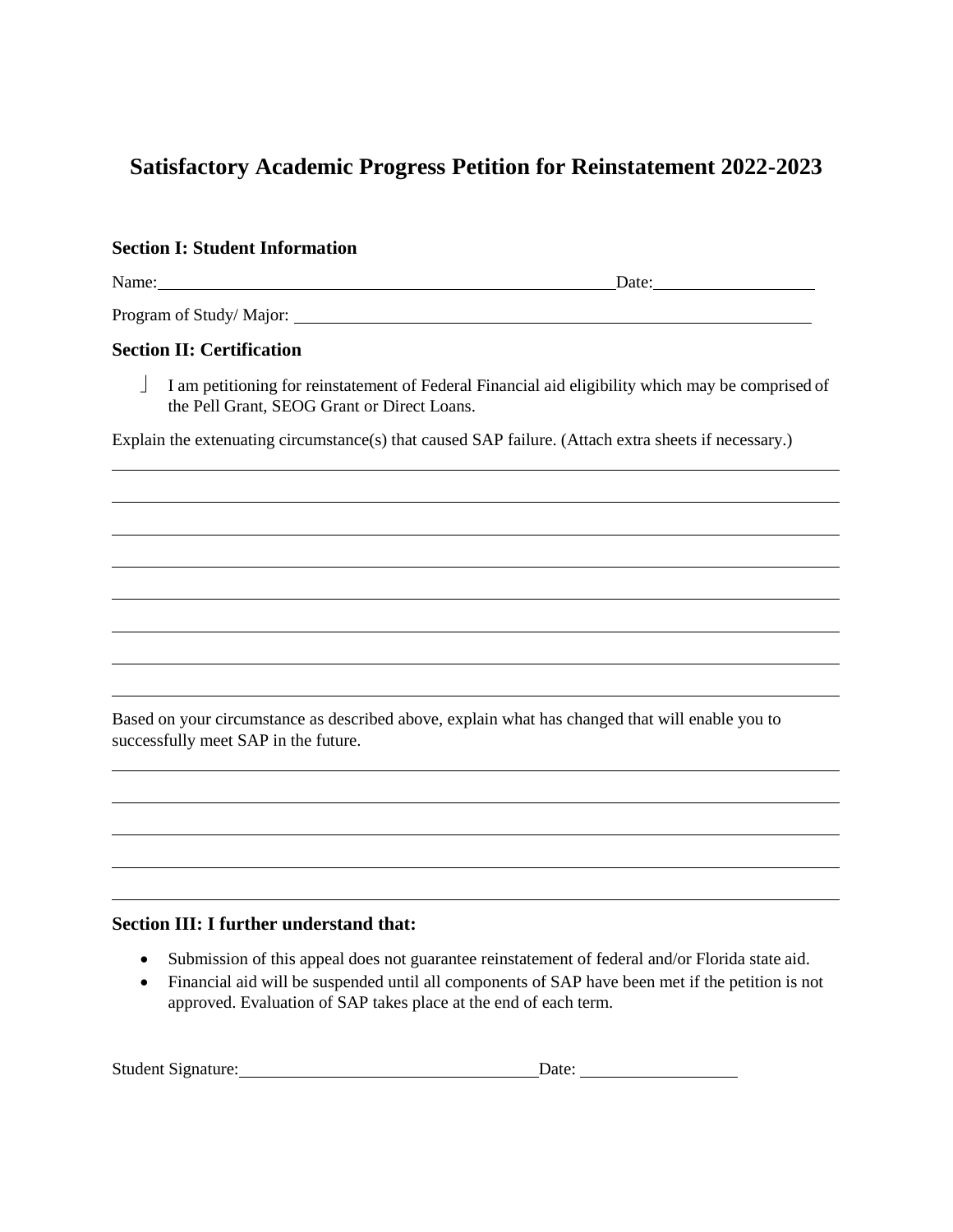# Satisfactory Academic Progress Petition for Reinstatement 2022-2023

### Section I: Student Information

Name:\_\_\_\_\_\_\_\_\_\_\_\_\_\_\_\_\_\_\_\_\_\_\_\_\_\_\_\_\_\_\_\_\_\_\_\_\_\_\_\_\_\_\_\_\_\_\_\_\_\_ Date:\_\_\_\_\_\_\_\_\_\_\_\_\_\_\_\_\_\_

Program of Study/ Major: \_\_\_\_\_\_\_\_\_\_\_\_\_\_\_\_\_\_\_\_\_\_\_\_\_\_\_\_\_\_\_\_\_\_\_\_\_\_\_\_\_\_\_\_\_\_\_\_\_\_\_\_\_\_\_\_

### Section II: Certification

- ☐ I am petitioning for reinstatement of Federal Financial aid eligibility which may be comprised of the Pell Grant, SEOG Grant or Direct Loans.

Explain the extenuating circumstance(s) that caused SAP failure. (Attach extra sheets if necessary.)

\_\_\_\_\_\_\_\_\_\_\_\_\_\_\_\_\_\_\_\_\_\_\_\_\_\_\_\_\_\_\_\_\_\_\_\_\_\_\_\_\_\_\_\_\_\_\_\_\_\_\_\_\_\_\_\_\_\_\_\_\_\_\_\_\_\_\_\_\_\_\_\_\_\_\_\_\_\_

\_\_\_\_\_\_\_\_\_\_\_\_\_\_\_\_\_\_\_\_\_\_\_\_\_\_\_\_\_\_\_\_\_\_\_\_\_\_\_\_\_\_\_\_\_\_\_\_\_\_\_\_\_\_\_\_\_\_\_\_\_\_\_\_\_\_\_\_\_\_\_\_\_\_\_\_\_\_

\_\_\_\_\_\_\_\_\_\_\_\_\_\_\_\_\_\_\_\_\_\_\_\_\_\_\_\_\_\_\_\_\_\_\_\_\_\_\_\_\_\_\_\_\_\_\_\_\_\_\_\_\_\_\_\_\_\_\_\_\_\_\_\_\_\_\_\_\_\_\_\_\_\_\_\_\_\_

\_\_\_\_\_\_\_\_\_\_\_\_\_\_\_\_\_\_\_\_\_\_\_\_\_\_\_\_\_\_\_\_\_\_\_\_\_\_\_\_\_\_\_\_\_\_\_\_\_\_\_\_\_\_\_\_\_\_\_\_\_\_\_\_\_\_\_\_\_\_\_\_\_\_\_\_\_\_

\_\_\_\_\_\_\_\_\_\_\_\_\_\_\_\_\_\_\_\_\_\_\_\_\_\_\_\_\_\_\_\_\_\_\_\_\_\_\_\_\_\_\_\_\_\_\_\_\_\_\_\_\_\_\_\_\_\_\_\_\_\_\_\_\_\_\_\_\_\_\_\_\_\_\_\_\_\_

\_\_\_\_\_\_\_\_\_\_\_\_\_\_\_\_\_\_\_\_\_\_\_\_\_\_\_\_\_\_\_\_\_\_\_\_\_\_\_\_\_\_\_\_\_\_\_\_\_\_\_\_\_\_\_\_\_\_\_\_\_\_\_\_\_\_\_\_\_\_\_\_\_\_\_\_\_\_

\_\_\_\_\_\_\_\_\_\_\_\_\_\_\_\_\_\_\_\_\_\_\_\_\_\_\_\_\_\_\_\_\_\_\_\_\_\_\_\_\_\_\_\_\_\_\_\_\_\_\_\_\_\_\_\_\_\_\_\_\_\_\_\_\_\_\_\_\_\_\_\_\_\_\_\_\_\_

\_\_\_\_\_\_\_\_\_\_\_\_\_\_\_\_\_\_\_\_\_\_\_\_\_\_\_\_\_\_\_\_\_\_\_\_\_\_\_\_\_\_\_\_\_\_\_\_\_\_\_\_\_\_\_\_\_\_\_\_\_\_\_\_\_\_\_\_\_\_\_\_\_\_\_\_\_\_

Based on your circumstance as described above, explain what has changed that will enable you to successfully meet SAP in the future.

\_\_\_\_\_\_\_\_\_\_\_\_\_\_\_\_\_\_\_\_\_\_\_\_\_\_\_\_\_\_\_\_\_\_\_\_\_\_\_\_\_\_\_\_\_\_\_\_\_\_\_\_\_\_\_\_\_\_\_\_\_\_\_\_\_\_\_\_\_\_\_\_\_\_\_\_\_\_

\_\_\_\_\_\_\_\_\_\_\_\_\_\_\_\_\_\_\_\_\_\_\_\_\_\_\_\_\_\_\_\_\_\_\_\_\_\_\_\_\_\_\_\_\_\_\_\_\_\_\_\_\_\_\_\_\_\_\_\_\_\_\_\_\_\_\_\_\_\_\_\_\_\_\_\_\_\_

\_\_\_\_\_\_\_\_\_\_\_\_\_\_\_\_\_\_\_\_\_\_\_\_\_\_\_\_\_\_\_\_\_\_\_\_\_\_\_\_\_\_\_\_\_\_\_\_\_\_\_\_\_\_\_\_\_\_\_\_\_\_\_\_\_\_\_\_\_\_\_\_\_\_\_\_\_\_

\_\_\_\_\_\_\_\_\_\_\_\_\_\_\_\_\_\_\_\_\_\_\_\_\_\_\_\_\_\_\_\_\_\_\_\_\_\_\_\_\_\_\_\_\_\_\_\_\_\_\_\_\_\_\_\_\_\_\_\_\_\_\_\_\_\_\_\_\_\_\_\_\_\_\_\_\_\_

\_\_\_\_\_\_\_\_\_\_\_\_\_\_\_\_\_\_\_\_\_\_\_\_\_\_\_\_\_\_\_\_\_\_\_\_\_\_\_\_\_\_\_\_\_\_\_\_\_\_\_\_\_\_\_\_\_\_\_\_\_\_\_\_\_\_\_\_\_\_\_\_\_\_\_\_\_\_

### Section III: I further understand that:

- Submission of this appeal does not guarantee reinstatement of federal and/or Florida state aid.
- Financial aid will be suspended until all components of SAP have been met if the petition is not approved. Evaluation of SAP takes place at the end of each term.

Student Signature:\_\_\_\_\_\_\_\_\_\_\_\_\_\_\_\_\_\_\_\_\_\_\_\_\_\_\_\_\_\_\_\_\_\_\_ Date: \_\_\_\_\_\_\_\_\_\_\_\_\_\_\_\_\_\_